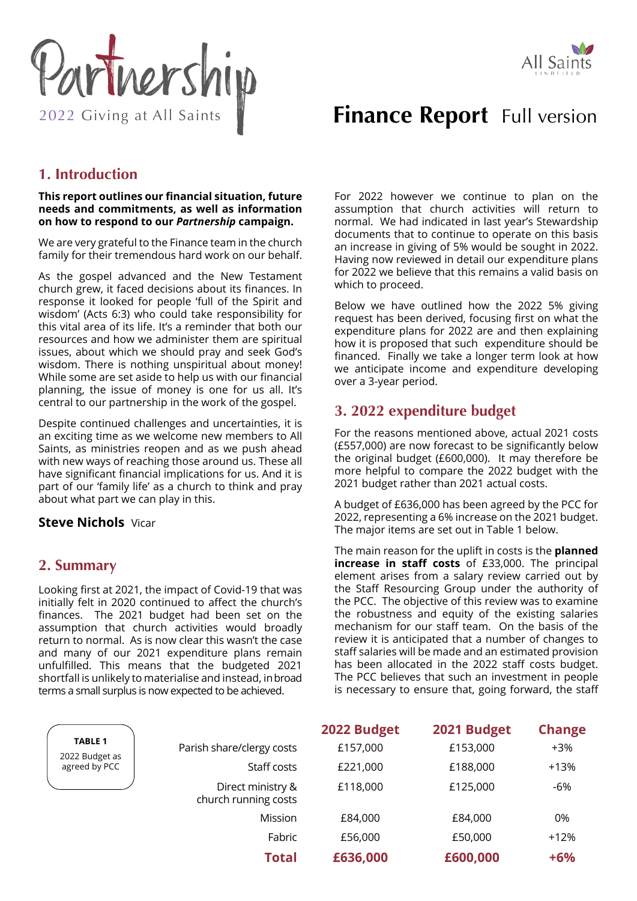# Partnership

2022 Giving at All Saints

All Saints LINDFIELD

# Finance Report Full version

## 1. Introduction

**This report outlines our financial situation, future needs and commitments, as well as information on how to respond to our *Partnership* campaign.**

We are very grateful to the Finance team in the church family for their tremendous hard work on our behalf.

As the gospel advanced and the New Testament church grew, it faced decisions about its finances. In response it looked for people 'full of the Spirit and wisdom' (Acts 6:3) who could take responsibility for this vital area of its life. It's a reminder that both our resources and how we administer them are spiritual issues, about which we should pray and seek God's wisdom. There is nothing unspiritual about money! While some are set aside to help us with our financial planning, the issue of money is one for us all. It's central to our partnership in the work of the gospel.

Despite continued challenges and uncertainties, it is an exciting time as we welcome new members to All Saints, as ministries reopen and as we push ahead with new ways of reaching those around us. These all have significant financial implications for us. And it is part of our 'family life' as a church to think and pray about what part we can play in this.

**Steve Nichols** Vicar

## 2. Summary

Looking first at 2021, the impact of Covid-19 that was initially felt in 2020 continued to affect the church's finances. The 2021 budget had been set on the assumption that church activities would broadly return to normal. As is now clear this wasn't the case and many of our 2021 expenditure plans remain unfulfilled. This means that the budgeted 2021 shortfall is unlikely to materialise and instead, in broad terms a small surplus is now expected to be achieved.

For 2022 however we continue to plan on the assumption that church activities will return to normal. We had indicated in last year's Stewardship documents that to continue to operate on this basis an increase in giving of 5% would be sought in 2022. Having now reviewed in detail our expenditure plans for 2022 we believe that this remains a valid basis on which to proceed.

Below we have outlined how the 2022 5% giving request has been derived, focusing first on what the expenditure plans for 2022 are and then explaining how it is proposed that such expenditure should be financed. Finally we take a longer term look at how we anticipate income and expenditure developing over a 3-year period.

## 3. 2022 expenditure budget

For the reasons mentioned above, actual 2021 costs (£557,000) are now forecast to be significantly below the original budget (£600,000). It may therefore be more helpful to compare the 2022 budget with the 2021 budget rather than 2021 actual costs.

A budget of £636,000 has been agreed by the PCC for 2022, representing a 6% increase on the 2021 budget. The major items are set out in Table 1 below.

The main reason for the uplift in costs is the **planned increase in staff costs** of £33,000. The principal element arises from a salary review carried out by the Staff Resourcing Group under the authority of the PCC. The objective of this review was to examine the robustness and equity of the existing salaries mechanism for our staff team. On the basis of the review it is anticipated that a number of changes to staff salaries will be made and an estimated provision has been allocated in the 2022 staff costs budget. The PCC believes that such an investment in people is necessary to ensure that, going forward, the staff

**TABLE 1** 2022 Budget as agreed by PCC

| | 2022 Budget | 2021 Budget | Change |
|---|---|---|---|
| Parish share/clergy costs | £157,000 | £153,000 | +3% |
| Staff costs | £221,000 | £188,000 | +13% |
| Direct ministry & church running costs | £118,000 | £125,000 | -6% |
| Mission | £84,000 | £84,000 | 0% |
| Fabric | £56,000 | £50,000 | +12% |
| **Total** | **£636,000** | **£600,000** | **+6%** |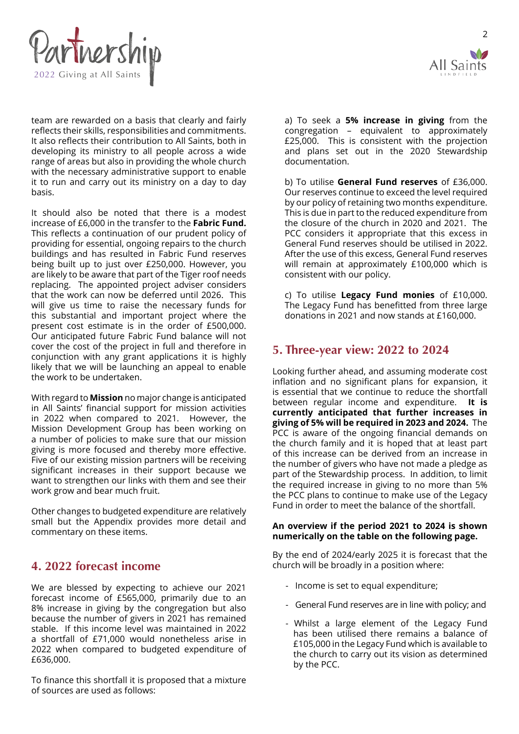team are rewarded on a basis that clearly and fairly reflects their skills, responsibilities and commitments. It also reflects their contribution to All Saints, both in developing its ministry to all people across a wide range of areas but also in providing the whole church with the necessary administrative support to enable it to run and carry out its ministry on a day to day basis.

It should also be noted that there is a modest increase of £6,000 in the transfer to the **Fabric Fund.** This reflects a continuation of our prudent policy of providing for essential, ongoing repairs to the church buildings and has resulted in Fabric Fund reserves being built up to just over £250,000. However, you are likely to be aware that part of the Tiger roof needs replacing. The appointed project adviser considers that the work can now be deferred until 2026. This will give us time to raise the necessary funds for this substantial and important project where the present cost estimate is in the order of £500,000. Our anticipated future Fabric Fund balance will not cover the cost of the project in full and therefore in conjunction with any grant applications it is highly likely that we will be launching an appeal to enable the work to be undertaken.

With regard to **Mission** no major change is anticipated in All Saints' financial support for mission activities in 2022 when compared to 2021. However, the Mission Development Group has been working on a number of policies to make sure that our mission giving is more focused and thereby more effective. Five of our existing mission partners will be receiving significant increases in their support because we want to strengthen our links with them and see their work grow and bear much fruit.

Other changes to budgeted expenditure are relatively small but the Appendix provides more detail and commentary on these items.

## 4. 2022 forecast income

We are blessed by expecting to achieve our 2021 forecast income of £565,000, primarily due to an 8% increase in giving by the congregation but also because the number of givers in 2021 has remained stable. If this income level was maintained in 2022 a shortfall of £71,000 would nonetheless arise in 2022 when compared to budgeted expenditure of £636,000.

To finance this shortfall it is proposed that a mixture of sources are used as follows:

a) To seek a **5% increase in giving** from the congregation – equivalent to approximately £25,000. This is consistent with the projection and plans set out in the 2020 Stewardship documentation.

b) To utilise **General Fund reserves** of £36,000. Our reserves continue to exceed the level required by our policy of retaining two months expenditure. This is due in part to the reduced expenditure from the closure of the church in 2020 and 2021. The PCC considers it appropriate that this excess in General Fund reserves should be utilised in 2022. After the use of this excess, General Fund reserves will remain at approximately £100,000 which is consistent with our policy.

c) To utilise **Legacy Fund monies** of £10,000. The Legacy Fund has benefitted from three large donations in 2021 and now stands at £160,000.

## 5. Three-year view: 2022 to 2024

Looking further ahead, and assuming moderate cost inflation and no significant plans for expansion, it is essential that we continue to reduce the shortfall between regular income and expenditure. **It is currently anticipated that further increases in giving of 5% will be required in 2023 and 2024.** The PCC is aware of the ongoing financial demands on the church family and it is hoped that at least part of this increase can be derived from an increase in the number of givers who have not made a pledge as part of the Stewardship process. In addition, to limit the required increase in giving to no more than 5% the PCC plans to continue to make use of the Legacy Fund in order to meet the balance of the shortfall.

**An overview if the period 2021 to 2024 is shown numerically on the table on the following page.**

By the end of 2024/early 2025 it is forecast that the church will be broadly in a position where:

- Income is set to equal expenditure;
- General Fund reserves are in line with policy; and
- Whilst a large element of the Legacy Fund has been utilised there remains a balance of £105,000 in the Legacy Fund which is available to the church to carry out its vision as determined by the PCC.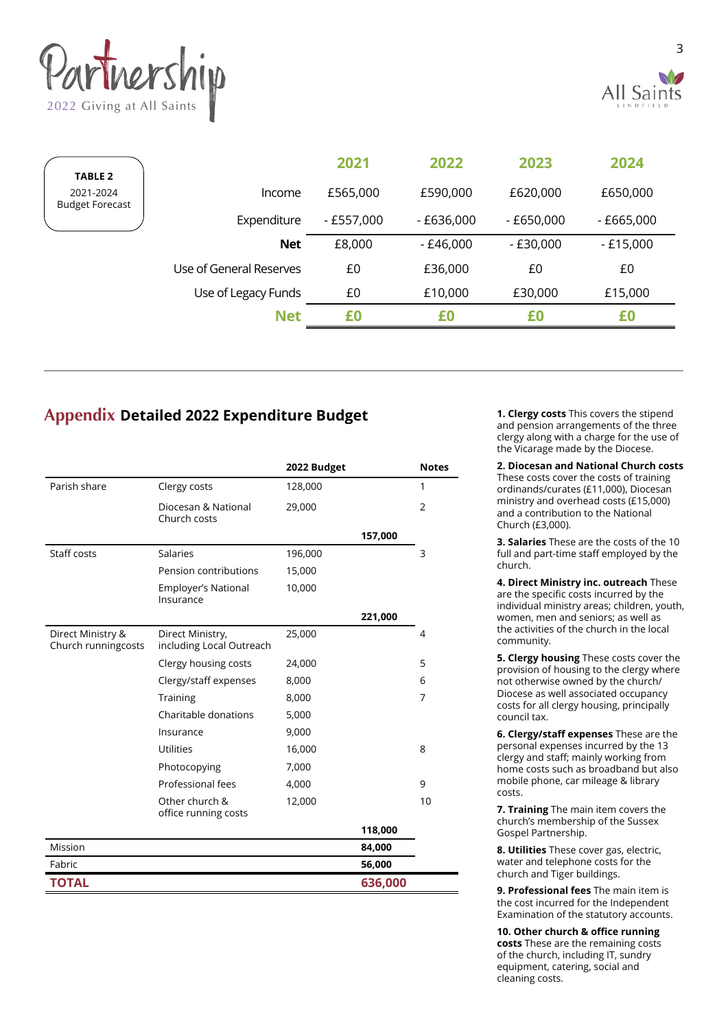Partnership
2022 Giving at All Saints

All Saints
LINDFIELD

**TABLE 2**
2021-2024 Budget Forecast

| | 2021 | 2022 | 2023 | 2024 |
|---|---|---|---|---|
| Income | £565,000 | £590,000 | £620,000 | £650,000 |
| Expenditure | - £557,000 | - £636,000 | - £650,000 | - £665,000 |
| **Net** | £8,000 | - £46,000 | - £30,000 | - £15,000 |
| Use of General Reserves | £0 | £36,000 | £0 | £0 |
| Use of Legacy Funds | £0 | £10,000 | £30,000 | £15,000 |
| **Net** | **£0** | **£0** | **£0** | **£0** |

## Appendix **Detailed 2022 Expenditure Budget**

| | | 2022 Budget | | Notes |
|---|---|---|---|---|
| Parish share | Clergy costs | 128,000 | | 1 |
| | Diocesan & National Church costs | 29,000 | | 2 |
| | | | **157,000** | |
| Staff costs | Salaries | 196,000 | | 3 |
| | Pension contributions | 15,000 | | |
| | Employer's National Insurance | 10,000 | | |
| | | | **221,000** | |
| Direct Ministry & Church runningcosts | Direct Ministry, including Local Outreach | 25,000 | | 4 |
| | Clergy housing costs | 24,000 | | 5 |
| | Clergy/staff expenses | 8,000 | | 6 |
| | Training | 8,000 | | 7 |
| | Charitable donations | 5,000 | | |
| | Insurance | 9,000 | | |
| | Utilities | 16,000 | | 8 |
| | Photocopying | 7,000 | | |
| | Professional fees | 4,000 | | 9 |
| | Other church & office running costs | 12,000 | | 10 |
| | | | **118,000** | |
| Mission | | | **84,000** | |
| Fabric | | | **56,000** | |
| **TOTAL** | | | **636,000** | |

**1. Clergy costs** This covers the stipend and pension arrangements of the three clergy along with a charge for the use of the Vicarage made by the Diocese.

**2. Diocesan and National Church costs** These costs cover the costs of training ordinands/curates (£11,000), Diocesan ministry and overhead costs (£15,000) and a contribution to the National Church (£3,000).

**3. Salaries** These are the costs of the 10 full and part-time staff employed by the church.

**4. Direct Ministry inc. outreach** These are the specific costs incurred by the individual ministry areas; children, youth, women, men and seniors; as well as the activities of the church in the local community.

**5. Clergy housing** These costs cover the provision of housing to the clergy where not otherwise owned by the church/ Diocese as well associated occupancy costs for all clergy housing, principally council tax.

**6. Clergy/staff expenses** These are the personal expenses incurred by the 13 clergy and staff; mainly working from home costs such as broadband but also mobile phone, car mileage & library costs.

**7. Training** The main item covers the church's membership of the Sussex Gospel Partnership.

**8. Utilities** These cover gas, electric, water and telephone costs for the church and Tiger buildings.

**9. Professional fees** The main item is the cost incurred for the Independent Examination of the statutory accounts.

**10. Other church & office running costs** These are the remaining costs of the church, including IT, sundry equipment, catering, social and cleaning costs.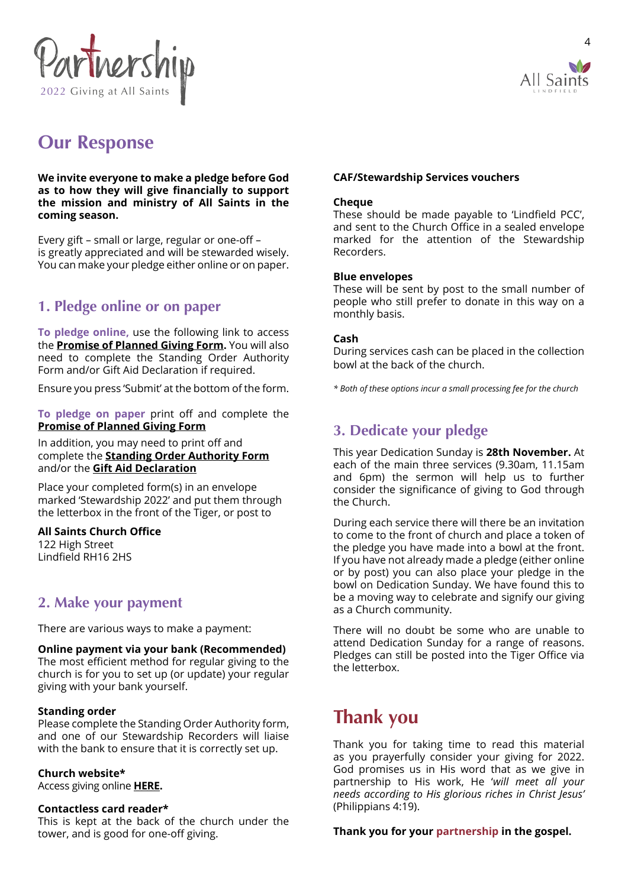# Our Response

**We invite everyone to make a pledge before God as to how they will give financially to support the mission and ministry of All Saints in the coming season.**

Every gift – small or large, regular or one-off – is greatly appreciated and will be stewarded wisely. You can make your pledge either online or on paper.

## 1. Pledge online or on paper

**To pledge online,** use the following link to access the **Promise of Planned Giving Form.** You will also need to complete the Standing Order Authority Form and/or Gift Aid Declaration if required.

Ensure you press 'Submit' at the bottom of the form.

**To pledge on paper** print off and complete the **Promise of Planned Giving Form**

In addition, you may need to print off and complete the **Standing Order Authority Form** and/or the **Gift Aid Declaration**

Place your completed form(s) in an envelope marked 'Stewardship 2022' and put them through the letterbox in the front of the Tiger, or post to

**All Saints Church Office**
122 High Street
Lindfield RH16 2HS

## 2. Make your payment

There are various ways to make a payment:

**Online payment via your bank (Recommended)**
The most efficient method for regular giving to the church is for you to set up (or update) your regular giving with your bank yourself.

**Standing order**
Please complete the Standing Order Authority form, and one of our Stewardship Recorders will liaise with the bank to ensure that it is correctly set up.

**Church website***
Access giving online **HERE.**

**Contactless card reader***
This is kept at the back of the church under the tower, and is good for one-off giving.

**CAF/Stewardship Services vouchers**

**Cheque**
These should be made payable to 'Lindfield PCC', and sent to the Church Office in a sealed envelope marked for the attention of the Stewardship Recorders.

**Blue envelopes**
These will be sent by post to the small number of people who still prefer to donate in this way on a monthly basis.

**Cash**
During services cash can be placed in the collection bowl at the back of the church.

*\* Both of these options incur a small processing fee for the church*

## 3. Dedicate your pledge

This year Dedication Sunday is **28th November.** At each of the main three services (9.30am, 11.15am and 6pm) the sermon will help us to further consider the significance of giving to God through the Church.

During each service there will there be an invitation to come to the front of church and place a token of the pledge you have made into a bowl at the front. If you have not already made a pledge (either online or by post) you can also place your pledge in the bowl on Dedication Sunday. We have found this to be a moving way to celebrate and signify our giving as a Church community.

There will no doubt be some who are unable to attend Dedication Sunday for a range of reasons. Pledges can still be posted into the Tiger Office via the letterbox.

# Thank you

Thank you for taking time to read this material as you prayerfully consider your giving for 2022. God promises us in His word that as we give in partnership to His work, He '*will meet all your needs according to His glorious riches in Christ Jesus*' (Philippians 4:19).

**Thank you for your partnership in the gospel.**